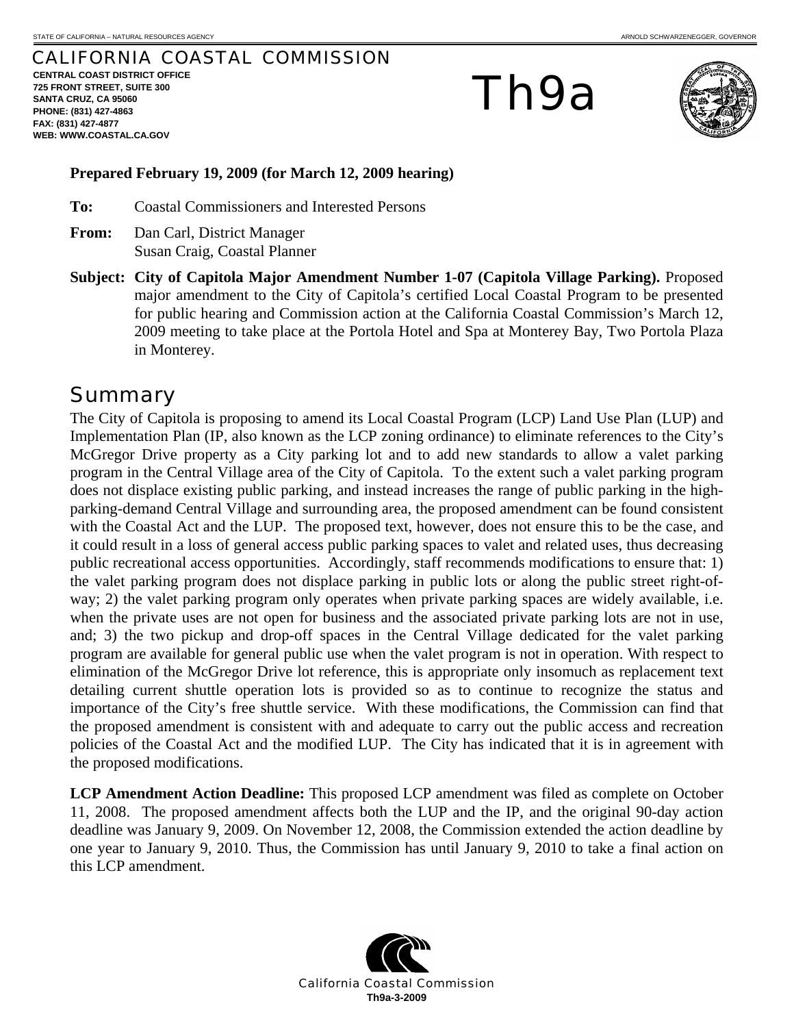STATE OF CALIFORNIA – NATURAL RESOURCES AGENCY ARNOLD SCHWARZENEGGER, GOVERNOR

CALIFORNIA COASTAL COMMISSION
**CENTRAL COAST DISTRICT OFFICE**
**725 FRONT STREET, SUITE 300**
**SANTA CRUZ, CA 95060**
**PHONE: (831) 427-4863**
**FAX: (831) 427-4877**
**WEB: WWW.COASTAL.CA.GOV**

# Th9a

**Prepared February 19, 2009 (for March 12, 2009 hearing)**

**To:** Coastal Commissioners and Interested Persons

**From:** Dan Carl, District Manager
Susan Craig, Coastal Planner

**Subject: City of Capitola Major Amendment Number 1-07 (Capitola Village Parking).** Proposed major amendment to the City of Capitola's certified Local Coastal Program to be presented for public hearing and Commission action at the California Coastal Commission's March 12, 2009 meeting to take place at the Portola Hotel and Spa at Monterey Bay, Two Portola Plaza in Monterey.

## Summary

The City of Capitola is proposing to amend its Local Coastal Program (LCP) Land Use Plan (LUP) and Implementation Plan (IP, also known as the LCP zoning ordinance) to eliminate references to the City's McGregor Drive property as a City parking lot and to add new standards to allow a valet parking program in the Central Village area of the City of Capitola. To the extent such a valet parking program does not displace existing public parking, and instead increases the range of public parking in the high-parking-demand Central Village and surrounding area, the proposed amendment can be found consistent with the Coastal Act and the LUP. The proposed text, however, does not ensure this to be the case, and it could result in a loss of general access public parking spaces to valet and related uses, thus decreasing public recreational access opportunities. Accordingly, staff recommends modifications to ensure that: 1) the valet parking program does not displace parking in public lots or along the public street right-of-way; 2) the valet parking program only operates when private parking spaces are widely available, i.e. when the private uses are not open for business and the associated private parking lots are not in use, and; 3) the two pickup and drop-off spaces in the Central Village dedicated for the valet parking program are available for general public use when the valet program is not in operation. With respect to elimination of the McGregor Drive lot reference, this is appropriate only insomuch as replacement text detailing current shuttle operation lots is provided so as to continue to recognize the status and importance of the City's free shuttle service. With these modifications, the Commission can find that the proposed amendment is consistent with and adequate to carry out the public access and recreation policies of the Coastal Act and the modified LUP. The City has indicated that it is in agreement with the proposed modifications.

**LCP Amendment Action Deadline:** This proposed LCP amendment was filed as complete on October 11, 2008. The proposed amendment affects both the LUP and the IP, and the original 90-day action deadline was January 9, 2009. On November 12, 2008, the Commission extended the action deadline by one year to January 9, 2010. Thus, the Commission has until January 9, 2010 to take a final action on this LCP amendment.

California Coastal Commission
**Th9a-3-2009**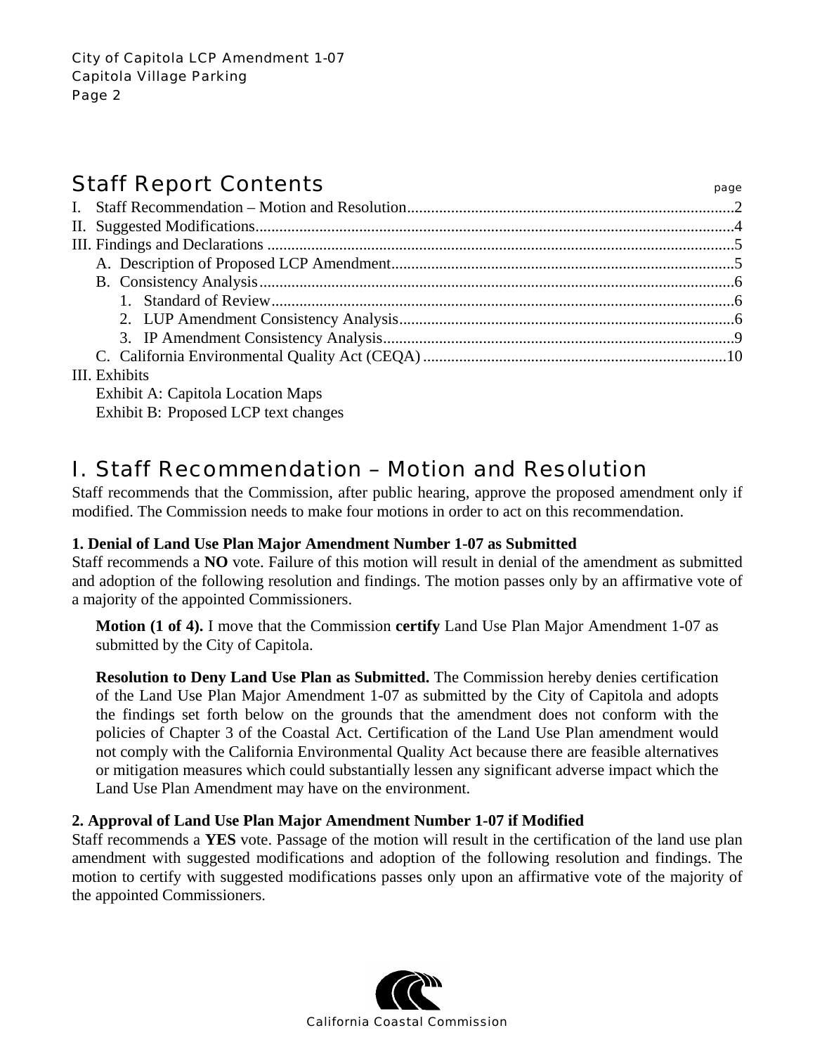## Staff Report Contents

page

I. Staff Recommendation – Motion and Resolution....................................................................................2
II. Suggested Modifications..........................................................................................................................4
III. Findings and Declarations .....................................................................................................................5
  A. Description of Proposed LCP Amendment.......................................................................................5
  B. Consistency Analysis........................................................................................................................6
    1. Standard of Review.......................................................................................................................6
    2. LUP Amendment Consistency Analysis.......................................................................................6
    3. IP Amendment Consistency Analysis...........................................................................................9
  C. California Environmental Quality Act (CEQA) ..............................................................................10
III. Exhibits
  Exhibit A: Capitola Location Maps
  Exhibit B: Proposed LCP text changes

## I. Staff Recommendation – Motion and Resolution

Staff recommends that the Commission, after public hearing, approve the proposed amendment only if modified. The Commission needs to make four motions in order to act on this recommendation.

**1. Denial of Land Use Plan Major Amendment Number 1-07 as Submitted**
Staff recommends a **NO** vote. Failure of this motion will result in denial of the amendment as submitted and adoption of the following resolution and findings. The motion passes only by an affirmative vote of a majority of the appointed Commissioners.

> **Motion (1 of 4).** I move that the Commission **certify** Land Use Plan Major Amendment 1-07 as submitted by the City of Capitola.
>
> **Resolution to Deny Land Use Plan as Submitted.** The Commission hereby denies certification of the Land Use Plan Major Amendment 1-07 as submitted by the City of Capitola and adopts the findings set forth below on the grounds that the amendment does not conform with the policies of Chapter 3 of the Coastal Act. Certification of the Land Use Plan amendment would not comply with the California Environmental Quality Act because there are feasible alternatives or mitigation measures which could substantially lessen any significant adverse impact which the Land Use Plan Amendment may have on the environment.

**2. Approval of Land Use Plan Major Amendment Number 1-07 if Modified**
Staff recommends a **YES** vote. Passage of the motion will result in the certification of the land use plan amendment with suggested modifications and adoption of the following resolution and findings. The motion to certify with suggested modifications passes only upon an affirmative vote of the majority of the appointed Commissioners.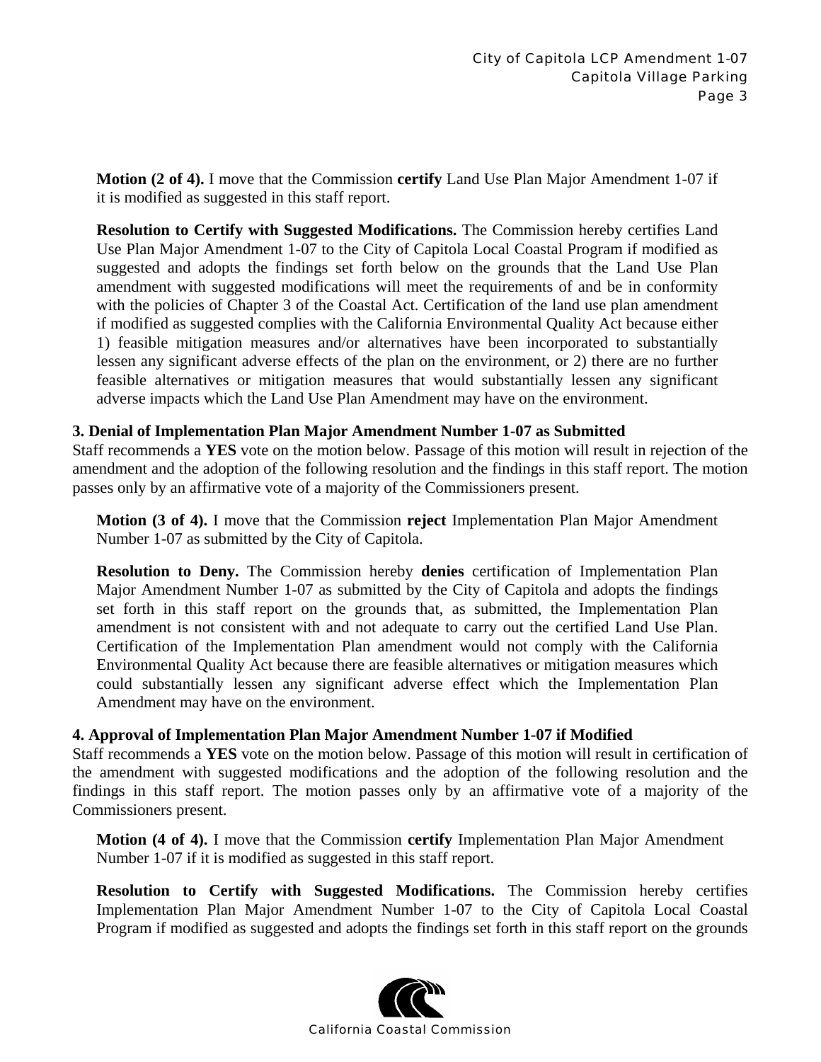**Motion (2 of 4).** I move that the Commission **certify** Land Use Plan Major Amendment 1-07 if it is modified as suggested in this staff report.

**Resolution to Certify with Suggested Modifications.** The Commission hereby certifies Land Use Plan Major Amendment 1-07 to the City of Capitola Local Coastal Program if modified as suggested and adopts the findings set forth below on the grounds that the Land Use Plan amendment with suggested modifications will meet the requirements of and be in conformity with the policies of Chapter 3 of the Coastal Act. Certification of the land use plan amendment if modified as suggested complies with the California Environmental Quality Act because either 1) feasible mitigation measures and/or alternatives have been incorporated to substantially lessen any significant adverse effects of the plan on the environment, or 2) there are no further feasible alternatives or mitigation measures that would substantially lessen any significant adverse impacts which the Land Use Plan Amendment may have on the environment.

**3. Denial of Implementation Plan Major Amendment Number 1-07 as Submitted**

Staff recommends a **YES** vote on the motion below. Passage of this motion will result in rejection of the amendment and the adoption of the following resolution and the findings in this staff report. The motion passes only by an affirmative vote of a majority of the Commissioners present.

**Motion (3 of 4).** I move that the Commission **reject** Implementation Plan Major Amendment Number 1-07 as submitted by the City of Capitola.

**Resolution to Deny.** The Commission hereby **denies** certification of Implementation Plan Major Amendment Number 1-07 as submitted by the City of Capitola and adopts the findings set forth in this staff report on the grounds that, as submitted, the Implementation Plan amendment is not consistent with and not adequate to carry out the certified Land Use Plan. Certification of the Implementation Plan amendment would not comply with the California Environmental Quality Act because there are feasible alternatives or mitigation measures which could substantially lessen any significant adverse effect which the Implementation Plan Amendment may have on the environment.

**4. Approval of Implementation Plan Major Amendment Number 1-07 if Modified**

Staff recommends a **YES** vote on the motion below. Passage of this motion will result in certification of the amendment with suggested modifications and the adoption of the following resolution and the findings in this staff report. The motion passes only by an affirmative vote of a majority of the Commissioners present.

**Motion (4 of 4).** I move that the Commission **certify** Implementation Plan Major Amendment Number 1-07 if it is modified as suggested in this staff report.

**Resolution to Certify with Suggested Modifications.** The Commission hereby certifies Implementation Plan Major Amendment Number 1-07 to the City of Capitola Local Coastal Program if modified as suggested and adopts the findings set forth in this staff report on the grounds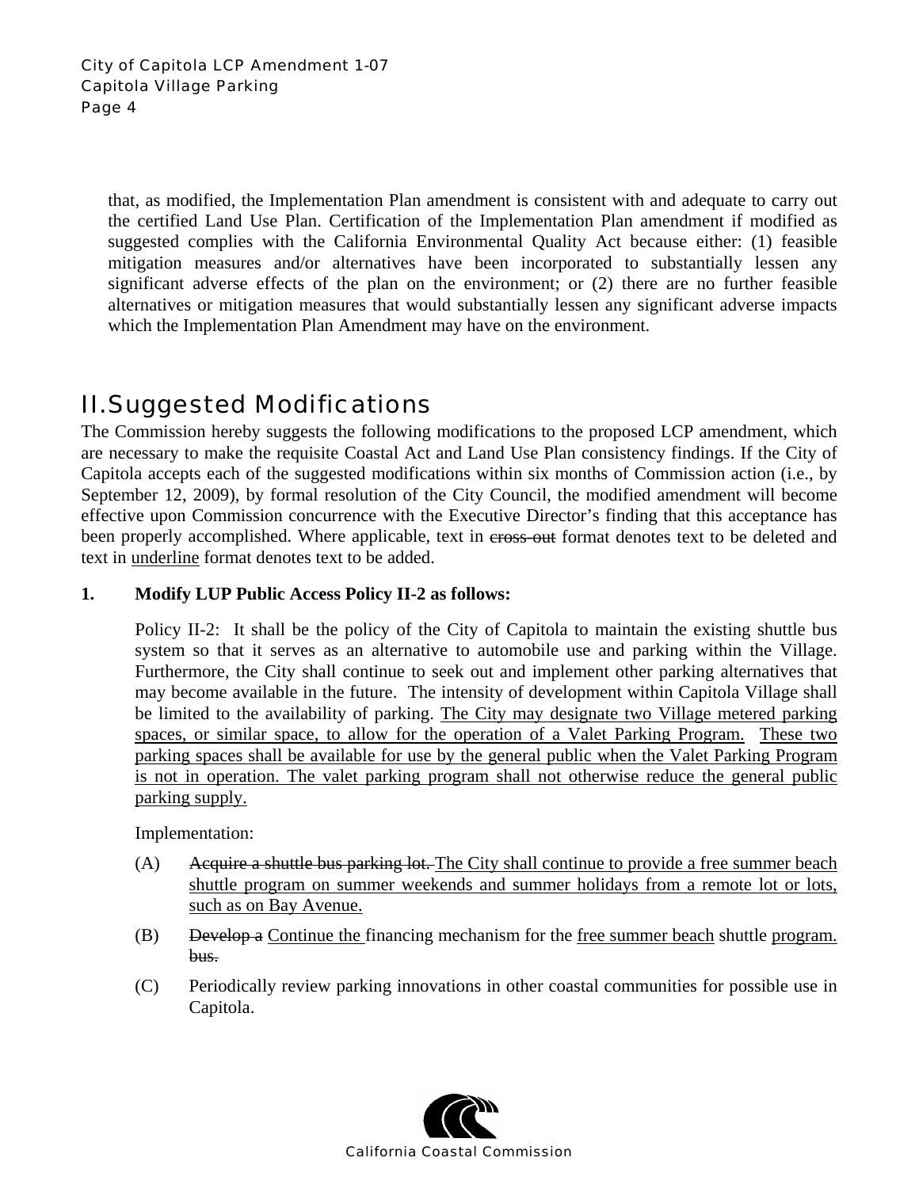that, as modified, the Implementation Plan amendment is consistent with and adequate to carry out the certified Land Use Plan. Certification of the Implementation Plan amendment if modified as suggested complies with the California Environmental Quality Act because either: (1) feasible mitigation measures and/or alternatives have been incorporated to substantially lessen any significant adverse effects of the plan on the environment; or (2) there are no further feasible alternatives or mitigation measures that would substantially lessen any significant adverse impacts which the Implementation Plan Amendment may have on the environment.

# II. Suggested Modifications

The Commission hereby suggests the following modifications to the proposed LCP amendment, which are necessary to make the requisite Coastal Act and Land Use Plan consistency findings. If the City of Capitola accepts each of the suggested modifications within six months of Commission action (i.e., by September 12, 2009), by formal resolution of the City Council, the modified amendment will become effective upon Commission concurrence with the Executive Director's finding that this acceptance has been properly accomplished. Where applicable, text in ~~cross-out~~ format denotes text to be deleted and text in <u>underline</u> format denotes text to be added.

**1. Modify LUP Public Access Policy II-2 as follows:**

Policy II-2: It shall be the policy of the City of Capitola to maintain the existing shuttle bus system so that it serves as an alternative to automobile use and parking within the Village. Furthermore, the City shall continue to seek out and implement other parking alternatives that may become available in the future. The intensity of development within Capitola Village shall be limited to the availability of parking. <u>The City may designate two Village metered parking spaces, or similar space, to allow for the operation of a Valet Parking Program. These two parking spaces shall be available for use by the general public when the Valet Parking Program is not in operation. The valet parking program shall not otherwise reduce the general public parking supply.</u>

Implementation:

(A) ~~Acquire a shuttle bus parking lot.~~ <u>The City shall continue to provide a free summer beach shuttle program on summer weekends and summer holidays from a remote lot or lots, such as on Bay Avenue.</u>

(B) ~~Develop a~~ <u>Continue the</u> financing mechanism for the <u>free summer beach</u> shuttle <u>program.</u> ~~bus.~~

(C) Periodically review parking innovations in other coastal communities for possible use in Capitola.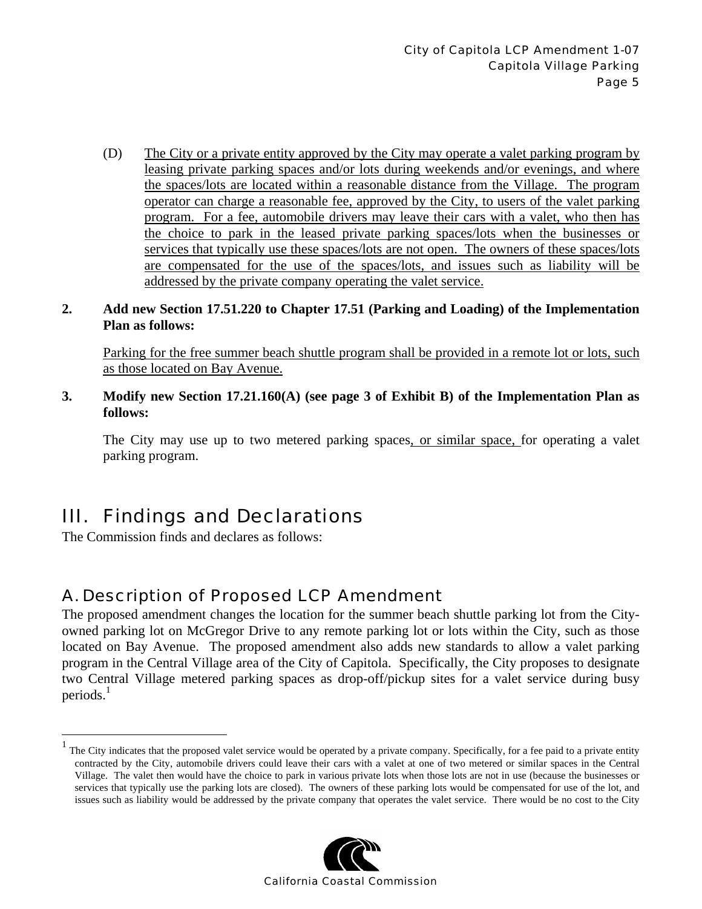(D) <u>The City or a private entity approved by the City may operate a valet parking program by leasing private parking spaces and/or lots during weekends and/or evenings, and where the spaces/lots are located within a reasonable distance from the Village. The program operator can charge a reasonable fee, approved by the City, to users of the valet parking program. For a fee, automobile drivers may leave their cars with a valet, who then has the choice to park in the leased private parking spaces/lots when the businesses or services that typically use these spaces/lots are not open. The owners of these spaces/lots are compensated for the use of the spaces/lots, and issues such as liability will be addressed by the private company operating the valet service.</u>

**2. Add new Section 17.51.220 to Chapter 17.51 (Parking and Loading) of the Implementation Plan as follows:**

<u>Parking for the free summer beach shuttle program shall be provided in a remote lot or lots, such as those located on Bay Avenue.</u>

**3. Modify new Section 17.21.160(A) (see page 3 of Exhibit B) of the Implementation Plan as follows:**

The City may use up to two metered parking spaces<u>, or similar space,</u> for operating a valet parking program.

# III. Findings and Declarations

The Commission finds and declares as follows:

## A. Description of Proposed LCP Amendment

The proposed amendment changes the location for the summer beach shuttle parking lot from the City-owned parking lot on McGregor Drive to any remote parking lot or lots within the City, such as those located on Bay Avenue. The proposed amendment also adds new standards to allow a valet parking program in the Central Village area of the City of Capitola. Specifically, the City proposes to designate two Central Village metered parking spaces as drop-off/pickup sites for a valet service during busy periods.[1]

[1] The City indicates that the proposed valet service would be operated by a private company. Specifically, for a fee paid to a private entity contracted by the City, automobile drivers could leave their cars with a valet at one of two metered or similar spaces in the Central Village. The valet then would have the choice to park in various private lots when those lots are not in use (because the businesses or services that typically use the parking lots are closed). The owners of these parking lots would be compensated for use of the lot, and issues such as liability would be addressed by the private company that operates the valet service. There would be no cost to the City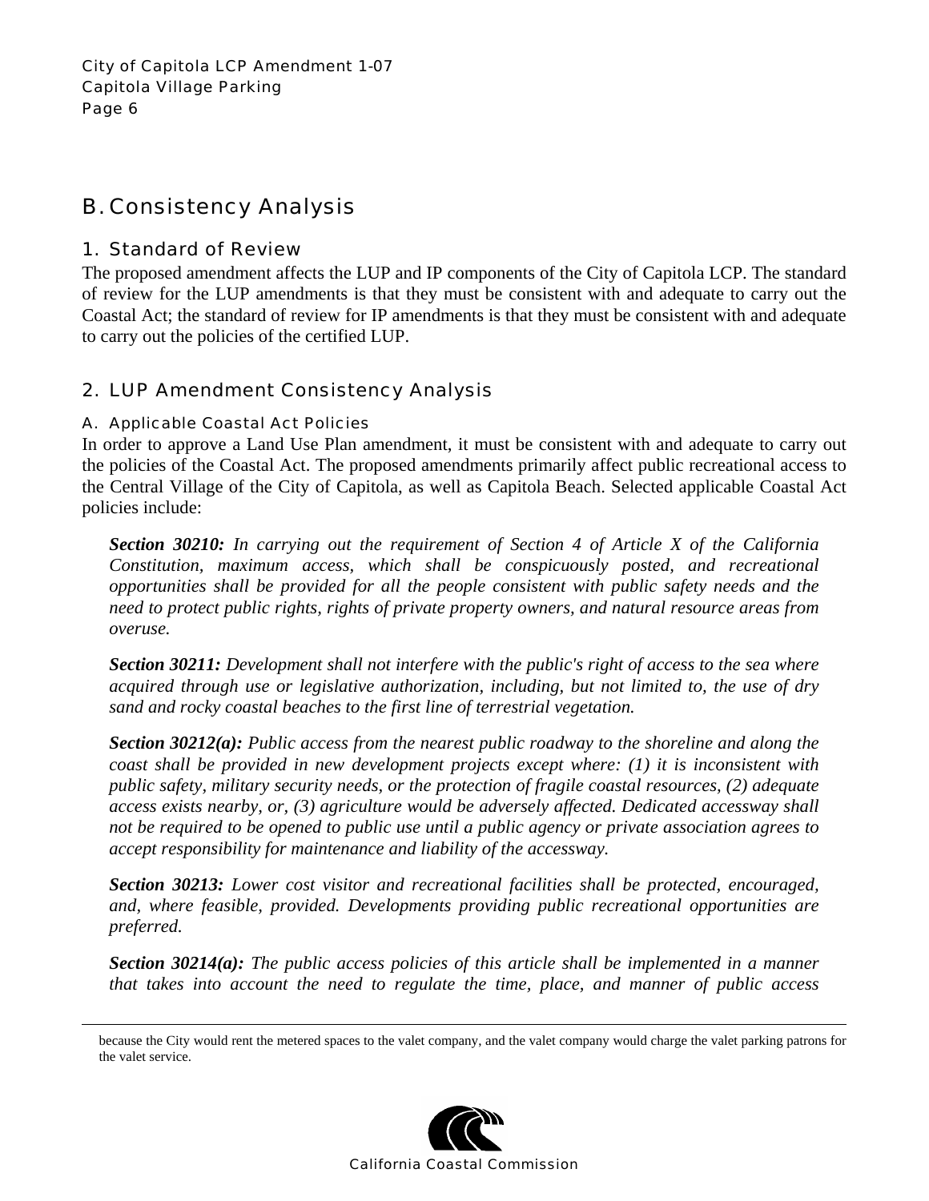## B. Consistency Analysis

### 1. Standard of Review

The proposed amendment affects the LUP and IP components of the City of Capitola LCP. The standard of review for the LUP amendments is that they must be consistent with and adequate to carry out the Coastal Act; the standard of review for IP amendments is that they must be consistent with and adequate to carry out the policies of the certified LUP.

### 2. LUP Amendment Consistency Analysis

#### A. Applicable Coastal Act Policies

In order to approve a Land Use Plan amendment, it must be consistent with and adequate to carry out the policies of the Coastal Act. The proposed amendments primarily affect public recreational access to the Central Village of the City of Capitola, as well as Capitola Beach. Selected applicable Coastal Act policies include:

> ***Section 30210:*** *In carrying out the requirement of Section 4 of Article X of the California Constitution, maximum access, which shall be conspicuously posted, and recreational opportunities shall be provided for all the people consistent with public safety needs and the need to protect public rights, rights of private property owners, and natural resource areas from overuse.*
>
> ***Section 30211:*** *Development shall not interfere with the public's right of access to the sea where acquired through use or legislative authorization, including, but not limited to, the use of dry sand and rocky coastal beaches to the first line of terrestrial vegetation.*
>
> ***Section 30212(a):*** *Public access from the nearest public roadway to the shoreline and along the coast shall be provided in new development projects except where: (1) it is inconsistent with public safety, military security needs, or the protection of fragile coastal resources, (2) adequate access exists nearby, or, (3) agriculture would be adversely affected. Dedicated accessway shall not be required to be opened to public use until a public agency or private association agrees to accept responsibility for maintenance and liability of the accessway.*
>
> ***Section 30213:*** *Lower cost visitor and recreational facilities shall be protected, encouraged, and, where feasible, provided. Developments providing public recreational opportunities are preferred.*
>
> ***Section 30214(a):*** *The public access policies of this article shall be implemented in a manner that takes into account the need to regulate the time, place, and manner of public access*

---

because the City would rent the metered spaces to the valet company, and the valet company would charge the valet parking patrons for the valet service.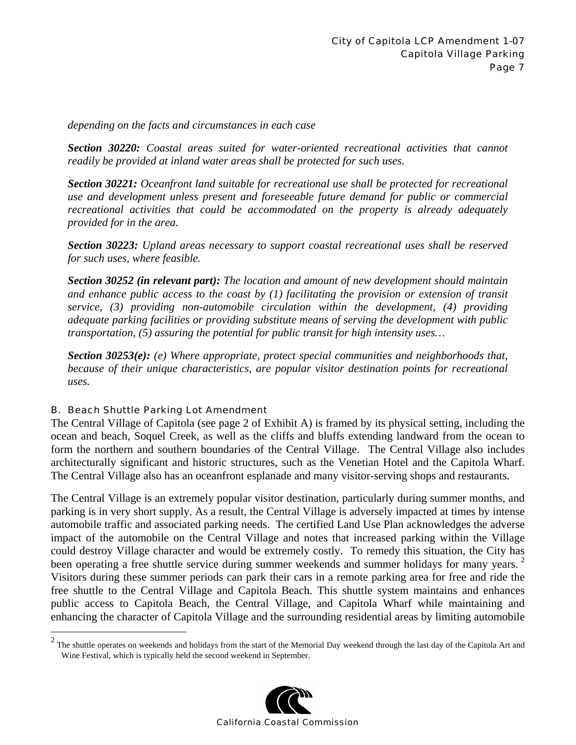*depending on the facts and circumstances in each case*

***Section 30220:*** *Coastal areas suited for water-oriented recreational activities that cannot readily be provided at inland water areas shall be protected for such uses.*

***Section 30221:*** *Oceanfront land suitable for recreational use shall be protected for recreational use and development unless present and foreseeable future demand for public or commercial recreational activities that could be accommodated on the property is already adequately provided for in the area.*

***Section 30223:*** *Upland areas necessary to support coastal recreational uses shall be reserved for such uses, where feasible.*

***Section 30252 (in relevant part):*** *The location and amount of new development should maintain and enhance public access to the coast by (1) facilitating the provision or extension of transit service, (3) providing non-automobile circulation within the development, (4) providing adequate parking facilities or providing substitute means of serving the development with public transportation, (5) assuring the potential for public transit for high intensity uses…*

***Section 30253(e):*** *(e) Where appropriate, protect special communities and neighborhoods that, because of their unique characteristics, are popular visitor destination points for recreational uses.*

### B. Beach Shuttle Parking Lot Amendment

The Central Village of Capitola (see page 2 of Exhibit A) is framed by its physical setting, including the ocean and beach, Soquel Creek, as well as the cliffs and bluffs extending landward from the ocean to form the northern and southern boundaries of the Central Village. The Central Village also includes architecturally significant and historic structures, such as the Venetian Hotel and the Capitola Wharf. The Central Village also has an oceanfront esplanade and many visitor-serving shops and restaurants.

The Central Village is an extremely popular visitor destination, particularly during summer months, and parking is in very short supply. As a result, the Central Village is adversely impacted at times by intense automobile traffic and associated parking needs. The certified Land Use Plan acknowledges the adverse impact of the automobile on the Central Village and notes that increased parking within the Village could destroy Village character and would be extremely costly. To remedy this situation, the City has been operating a free shuttle service during summer weekends and summer holidays for many years.[2] Visitors during these summer periods can park their cars in a remote parking area for free and ride the free shuttle to the Central Village and Capitola Beach. This shuttle system maintains and enhances public access to Capitola Beach, the Central Village, and Capitola Wharf while maintaining and enhancing the character of Capitola Village and the surrounding residential areas by limiting automobile

[2] The shuttle operates on weekends and holidays from the start of the Memorial Day weekend through the last day of the Capitola Art and Wine Festival, which is typically held the second weekend in September.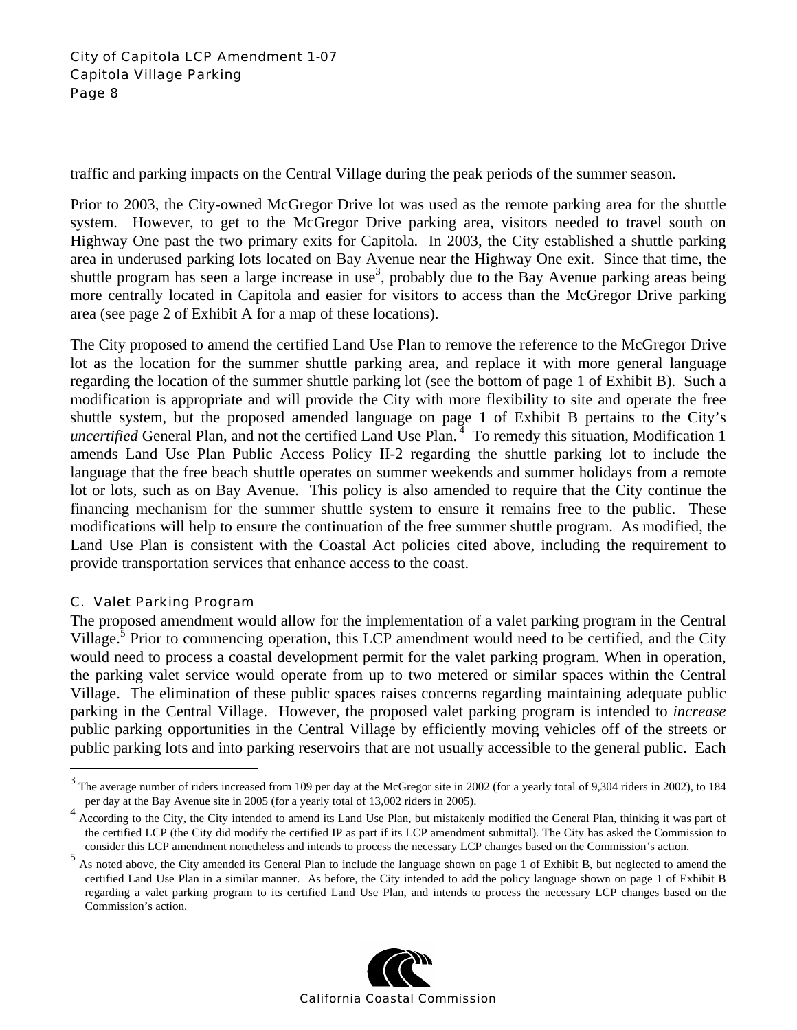traffic and parking impacts on the Central Village during the peak periods of the summer season.

Prior to 2003, the City-owned McGregor Drive lot was used as the remote parking area for the shuttle system. However, to get to the McGregor Drive parking area, visitors needed to travel south on Highway One past the two primary exits for Capitola. In 2003, the City established a shuttle parking area in underused parking lots located on Bay Avenue near the Highway One exit. Since that time, the shuttle program has seen a large increase in use[3], probably due to the Bay Avenue parking areas being more centrally located in Capitola and easier for visitors to access than the McGregor Drive parking area (see page 2 of Exhibit A for a map of these locations).

The City proposed to amend the certified Land Use Plan to remove the reference to the McGregor Drive lot as the location for the summer shuttle parking area, and replace it with more general language regarding the location of the summer shuttle parking lot (see the bottom of page 1 of Exhibit B). Such a modification is appropriate and will provide the City with more flexibility to site and operate the free shuttle system, but the proposed amended language on page 1 of Exhibit B pertains to the City's *uncertified* General Plan, and not the certified Land Use Plan.[4] To remedy this situation, Modification 1 amends Land Use Plan Public Access Policy II-2 regarding the shuttle parking lot to include the language that the free beach shuttle operates on summer weekends and summer holidays from a remote lot or lots, such as on Bay Avenue. This policy is also amended to require that the City continue the financing mechanism for the summer shuttle system to ensure it remains free to the public. These modifications will help to ensure the continuation of the free summer shuttle program. As modified, the Land Use Plan is consistent with the Coastal Act policies cited above, including the requirement to provide transportation services that enhance access to the coast.

### C. Valet Parking Program

The proposed amendment would allow for the implementation of a valet parking program in the Central Village.[5] Prior to commencing operation, this LCP amendment would need to be certified, and the City would need to process a coastal development permit for the valet parking program. When in operation, the parking valet service would operate from up to two metered or similar spaces within the Central Village. The elimination of these public spaces raises concerns regarding maintaining adequate public parking in the Central Village. However, the proposed valet parking program is intended to *increase* public parking opportunities in the Central Village by efficiently moving vehicles off of the streets or public parking lots and into parking reservoirs that are not usually accessible to the general public. Each

---

[3] The average number of riders increased from 109 per day at the McGregor site in 2002 (for a yearly total of 9,304 riders in 2002), to 184 per day at the Bay Avenue site in 2005 (for a yearly total of 13,002 riders in 2005).

[4] According to the City, the City intended to amend its Land Use Plan, but mistakenly modified the General Plan, thinking it was part of the certified LCP (the City did modify the certified IP as part if its LCP amendment submittal). The City has asked the Commission to consider this LCP amendment nonetheless and intends to process the necessary LCP changes based on the Commission's action.

[5] As noted above, the City amended its General Plan to include the language shown on page 1 of Exhibit B, but neglected to amend the certified Land Use Plan in a similar manner. As before, the City intended to add the policy language shown on page 1 of Exhibit B regarding a valet parking program to its certified Land Use Plan, and intends to process the necessary LCP changes based on the Commission's action.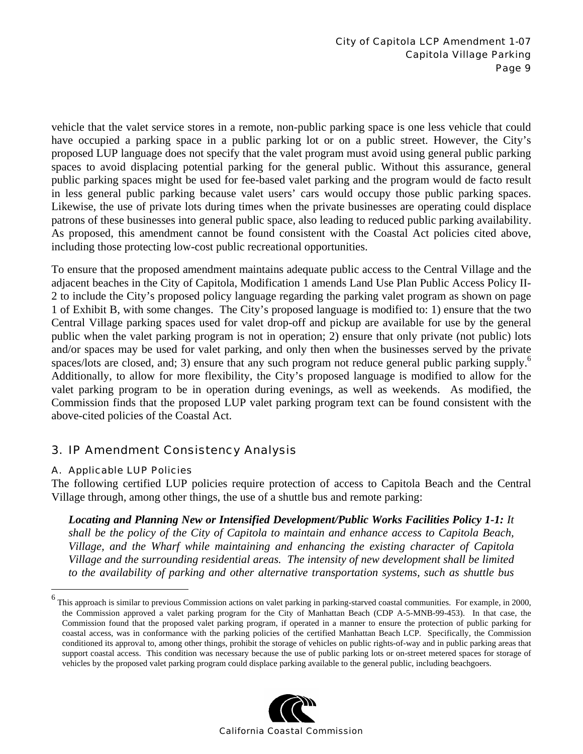vehicle that the valet service stores in a remote, non-public parking space is one less vehicle that could have occupied a parking space in a public parking lot or on a public street. However, the City's proposed LUP language does not specify that the valet program must avoid using general public parking spaces to avoid displacing potential parking for the general public. Without this assurance, general public parking spaces might be used for fee-based valet parking and the program would de facto result in less general public parking because valet users' cars would occupy those public parking spaces. Likewise, the use of private lots during times when the private businesses are operating could displace patrons of these businesses into general public space, also leading to reduced public parking availability. As proposed, this amendment cannot be found consistent with the Coastal Act policies cited above, including those protecting low-cost public recreational opportunities.

To ensure that the proposed amendment maintains adequate public access to the Central Village and the adjacent beaches in the City of Capitola, Modification 1 amends Land Use Plan Public Access Policy II-2 to include the City's proposed policy language regarding the parking valet program as shown on page 1 of Exhibit B, with some changes. The City's proposed language is modified to: 1) ensure that the two Central Village parking spaces used for valet drop-off and pickup are available for use by the general public when the valet parking program is not in operation; 2) ensure that only private (not public) lots and/or spaces may be used for valet parking, and only then when the businesses served by the private spaces/lots are closed, and; 3) ensure that any such program not reduce general public parking supply.[6] Additionally, to allow for more flexibility, the City's proposed language is modified to allow for the valet parking program to be in operation during evenings, as well as weekends. As modified, the Commission finds that the proposed LUP valet parking program text can be found consistent with the above-cited policies of the Coastal Act.

## 3. IP Amendment Consistency Analysis

### A. Applicable LUP Policies

The following certified LUP policies require protection of access to Capitola Beach and the Central Village through, among other things, the use of a shuttle bus and remote parking:

> ***Locating and Planning New or Intensified Development/Public Works Facilities Policy 1-1:*** *It shall be the policy of the City of Capitola to maintain and enhance access to Capitola Beach, Village, and the Wharf while maintaining and enhancing the existing character of Capitola Village and the surrounding residential areas. The intensity of new development shall be limited to the availability of parking and other alternative transportation systems, such as shuttle bus*

---

[6] This approach is similar to previous Commission actions on valet parking in parking-starved coastal communities. For example, in 2000, the Commission approved a valet parking program for the City of Manhattan Beach (CDP A-5-MNB-99-453). In that case, the Commission found that the proposed valet parking program, if operated in a manner to ensure the protection of public parking for coastal access, was in conformance with the parking policies of the certified Manhattan Beach LCP. Specifically, the Commission conditioned its approval to, among other things, prohibit the storage of vehicles on public rights-of-way and in public parking areas that support coastal access. This condition was necessary because the use of public parking lots or on-street metered spaces for storage of vehicles by the proposed valet parking program could displace parking available to the general public, including beachgoers.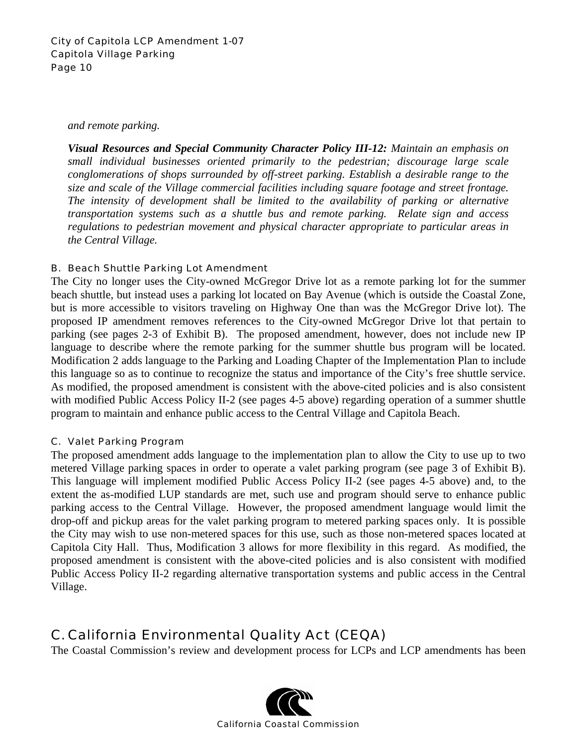*and remote parking.*

***Visual Resources and Special Community Character Policy III-12:*** *Maintain an emphasis on small individual businesses oriented primarily to the pedestrian; discourage large scale conglomerations of shops surrounded by off-street parking. Establish a desirable range to the size and scale of the Village commercial facilities including square footage and street frontage. The intensity of development shall be limited to the availability of parking or alternative transportation systems such as a shuttle bus and remote parking. Relate sign and access regulations to pedestrian movement and physical character appropriate to particular areas in the Central Village.*

### B. Beach Shuttle Parking Lot Amendment

The City no longer uses the City-owned McGregor Drive lot as a remote parking lot for the summer beach shuttle, but instead uses a parking lot located on Bay Avenue (which is outside the Coastal Zone, but is more accessible to visitors traveling on Highway One than was the McGregor Drive lot). The proposed IP amendment removes references to the City-owned McGregor Drive lot that pertain to parking (see pages 2-3 of Exhibit B). The proposed amendment, however, does not include new IP language to describe where the remote parking for the summer shuttle bus program will be located. Modification 2 adds language to the Parking and Loading Chapter of the Implementation Plan to include this language so as to continue to recognize the status and importance of the City's free shuttle service. As modified, the proposed amendment is consistent with the above-cited policies and is also consistent with modified Public Access Policy II-2 (see pages 4-5 above) regarding operation of a summer shuttle program to maintain and enhance public access to the Central Village and Capitola Beach.

### C. Valet Parking Program

The proposed amendment adds language to the implementation plan to allow the City to use up to two metered Village parking spaces in order to operate a valet parking program (see page 3 of Exhibit B). This language will implement modified Public Access Policy II-2 (see pages 4-5 above) and, to the extent the as-modified LUP standards are met, such use and program should serve to enhance public parking access to the Central Village. However, the proposed amendment language would limit the drop-off and pickup areas for the valet parking program to metered parking spaces only. It is possible the City may wish to use non-metered spaces for this use, such as those non-metered spaces located at Capitola City Hall. Thus, Modification 3 allows for more flexibility in this regard. As modified, the proposed amendment is consistent with the above-cited policies and is also consistent with modified Public Access Policy II-2 regarding alternative transportation systems and public access in the Central Village.

## C. California Environmental Quality Act (CEQA)

The Coastal Commission's review and development process for LCPs and LCP amendments has been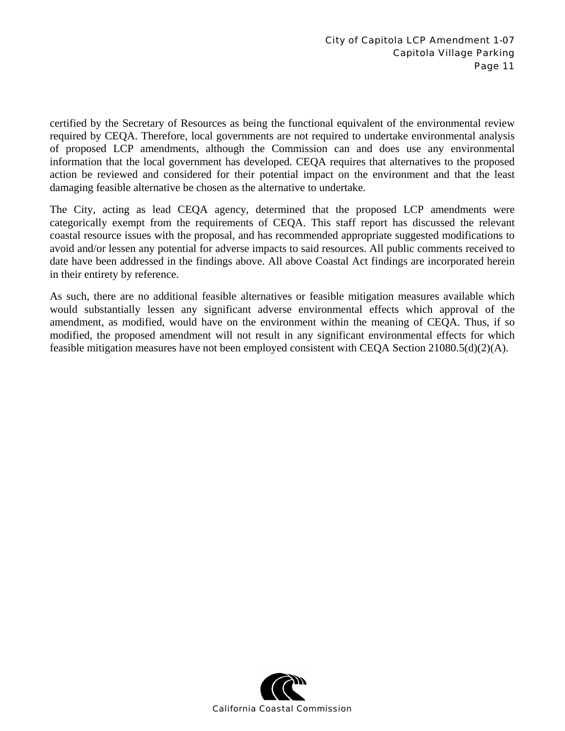certified by the Secretary of Resources as being the functional equivalent of the environmental review required by CEQA. Therefore, local governments are not required to undertake environmental analysis of proposed LCP amendments, although the Commission can and does use any environmental information that the local government has developed. CEQA requires that alternatives to the proposed action be reviewed and considered for their potential impact on the environment and that the least damaging feasible alternative be chosen as the alternative to undertake.

The City, acting as lead CEQA agency, determined that the proposed LCP amendments were categorically exempt from the requirements of CEQA. This staff report has discussed the relevant coastal resource issues with the proposal, and has recommended appropriate suggested modifications to avoid and/or lessen any potential for adverse impacts to said resources. All public comments received to date have been addressed in the findings above. All above Coastal Act findings are incorporated herein in their entirety by reference.

As such, there are no additional feasible alternatives or feasible mitigation measures available which would substantially lessen any significant adverse environmental effects which approval of the amendment, as modified, would have on the environment within the meaning of CEQA. Thus, if so modified, the proposed amendment will not result in any significant environmental effects for which feasible mitigation measures have not been employed consistent with CEQA Section 21080.5(d)(2)(A).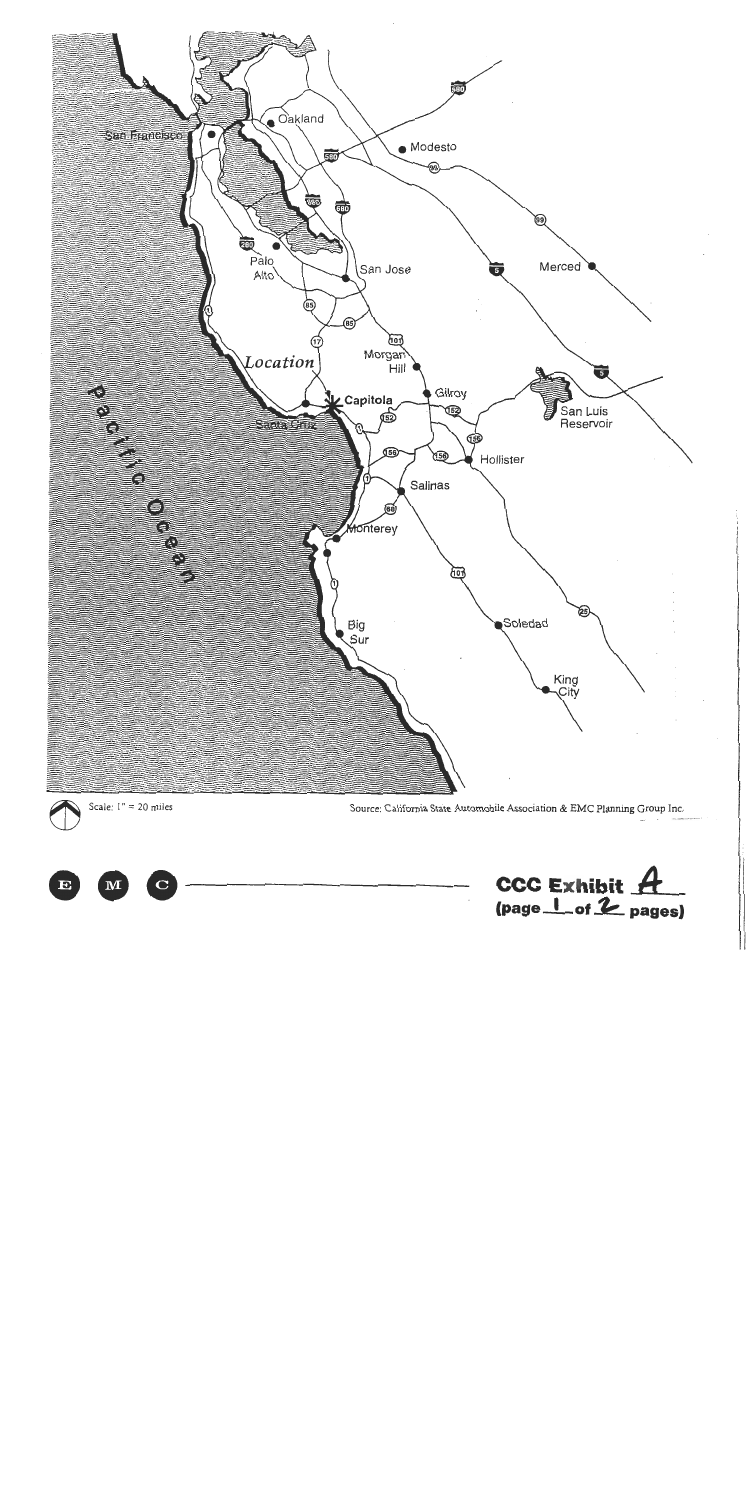San Francisco

Oakland

Modesto

Palo Alto

San Jose

Merced

*Location*

Morgan Hill

Capitola

Santa Cruz

Gilroy

San Luis Reservoir

Hollister

Salinas

Pacific Ocean

Monterey

Big Sur

Soledad

King City

Scale: 1" = 20 miles

Source: California State Automobile Association & EMC Planning Group Inc.

E M C

**CCC Exhibit A**
**(page 1 of 2 pages)**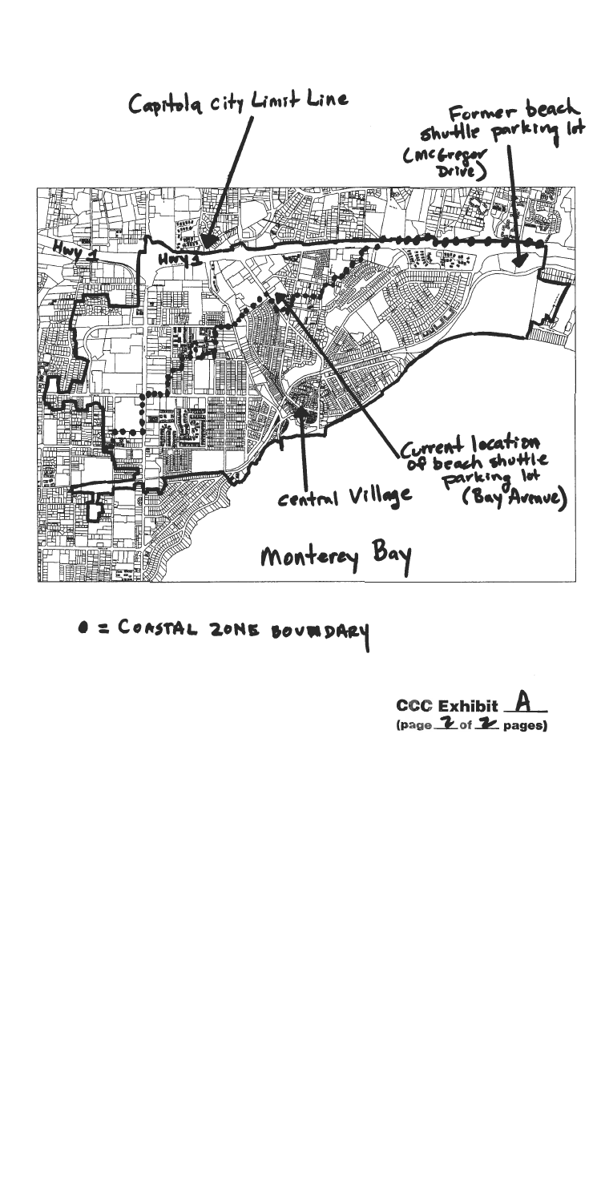Capitola city Limit Line

Former beach shuttle parking lot (McGregor Drive)

Hwy 1

Hwy 1

Current location of beach shuttle parking lot (Bay Avenue)

Central Village

Monterey Bay

● = COASTAL ZONE BOUNDARY

CCC Exhibit A
(page 2 of 2 pages)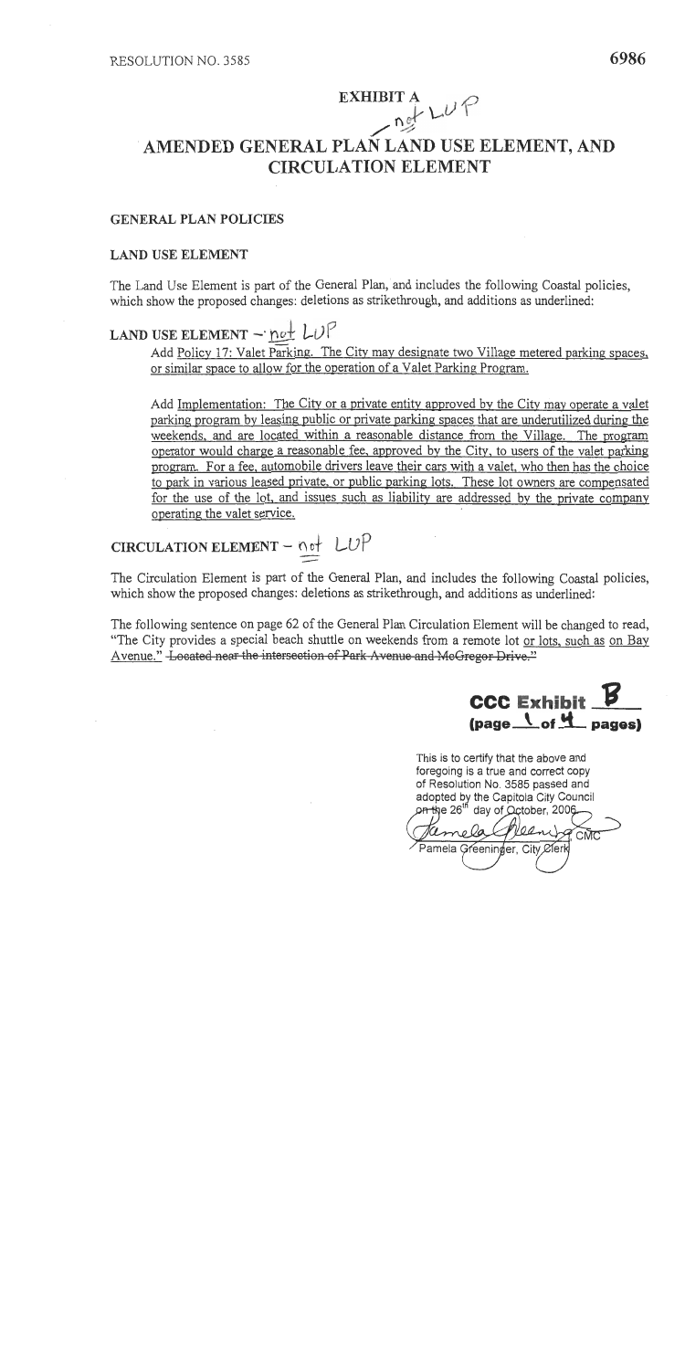RESOLUTION NO. 3585

# EXHIBIT A

not LUP

# AMENDED GENERAL PLAN LAND USE ELEMENT, AND CIRCULATION ELEMENT

## GENERAL PLAN POLICIES

### LAND USE ELEMENT

The Land Use Element is part of the General Plan, and includes the following Coastal policies, which show the proposed changes: deletions as strikethrough, and additions as underlined:

### LAND USE ELEMENT – not LUP

Add <u>Policy 17: Valet Parking. The City may designate two Village metered parking spaces, or similar space to allow for the operation of a Valet Parking Program.</u>

Add <u>Implementation: The City or a private entity approved by the City may operate a valet parking program by leasing public or private parking spaces that are underutilized during the weekends, and are located within a reasonable distance from the Village. The program operator would charge a reasonable fee, approved by the City, to users of the valet parking program. For a fee, automobile drivers leave their cars with a valet, who then has the choice to park in various leased private, or public parking lots. These lot owners are compensated for the use of the lot, and issues such as liability are addressed by the private company operating the valet service.</u>

### CIRCULATION ELEMENT – not LUP

The Circulation Element is part of the General Plan, and includes the following Coastal policies, which show the proposed changes: deletions as strikethrough, and additions as underlined:

The following sentence on page 62 of the General Plan Circulation Element will be changed to read, "The City provides a special beach shuttle on weekends from a remote lot <u>or lots, such as on Bay Avenue.</u>" ~~Located near the intersection of Park Avenue and McGregor Drive."~~

**CCC Exhibit B**
**(page 1 of 4 pages)**

This is to certify that the above and foregoing is a true and correct copy of Resolution No. 3585 passed and adopted by the Capitola City Council on the 26th day of October, 2006

Pamela Greeninger, CMC
Pamela Greeninger, City Clerk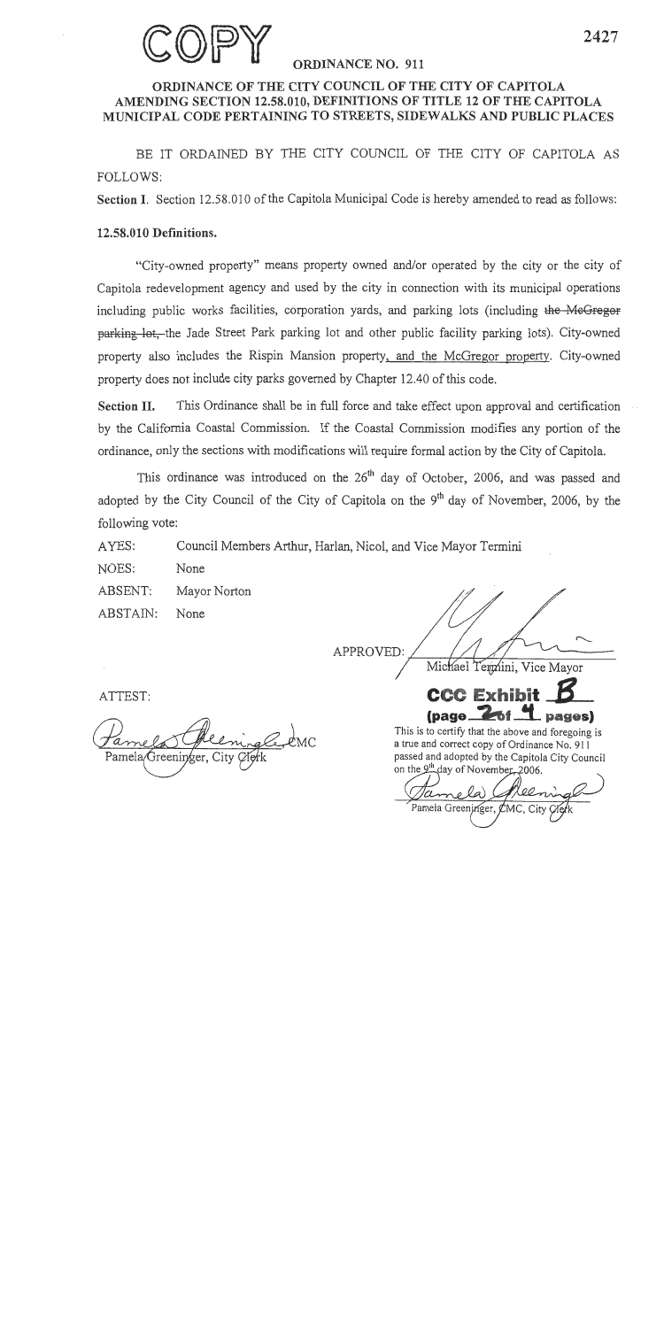COPY

# ORDINANCE NO. 911

## ORDINANCE OF THE CITY COUNCIL OF THE CITY OF CAPITOLA AMENDING SECTION 12.58.010, DEFINITIONS OF TITLE 12 OF THE CAPITOLA MUNICIPAL CODE PERTAINING TO STREETS, SIDEWALKS AND PUBLIC PLACES

BE IT ORDAINED BY THE CITY COUNCIL OF THE CITY OF CAPITOLA AS FOLLOWS:

**Section I.** Section 12.58.010 of the Capitola Municipal Code is hereby amended to read as follows:

**12.58.010 Definitions.**

"City-owned property" means property owned and/or operated by the city or the city of Capitola redevelopment agency and used by the city in connection with its municipal operations including public works facilities, corporation yards, and parking lots (including ~~the McGregor parking lot,~~ the Jade Street Park parking lot and other public facility parking lots). City-owned property also includes the Rispin Mansion property, and the McGregor property. City-owned property does not include city parks governed by Chapter 12.40 of this code.

**Section II.** This Ordinance shall be in full force and take effect upon approval and certification by the California Coastal Commission. If the Coastal Commission modifies any portion of the ordinance, only the sections with modifications will require formal action by the City of Capitola.

This ordinance was introduced on the 26th day of October, 2006, and was passed and adopted by the City Council of the City of Capitola on the 9th day of November, 2006, by the following vote:

AYES: Council Members Arthur, Harlan, Nicol, and Vice Mayor Termini

NOES: None

ABSENT: Mayor Norton

ABSTAIN: None

APPROVED: [signature]
Michael Termini, Vice Mayor

ATTEST:

[signature] CMC
Pamela Greeninger, City Clerk

**CCC Exhibit B**
**(page 2 of 4 pages)**

This is to certify that the above and foregoing is a true and correct copy of Ordinance No. 911 passed and adopted by the Capitola City Council on the 9th day of November, 2006.

[signature]
Pamela Greeninger, CMC, City Clerk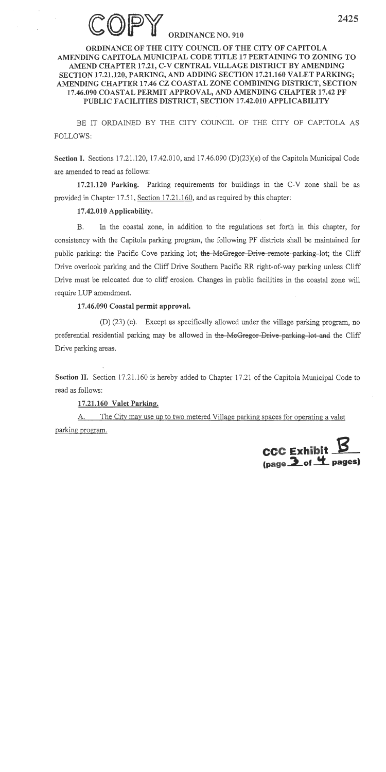COPY

# ORDINANCE NO. 910

## ORDINANCE OF THE CITY COUNCIL OF THE CITY OF CAPITOLA AMENDING CAPITOLA MUNICIPAL CODE TITLE 17 PERTAINING TO ZONING TO AMEND CHAPTER 17.21, C-V CENTRAL VILLAGE DISTRICT BY AMENDING SECTION 17.21.120, PARKING, AND ADDING SECTION 17.21.160 VALET PARKING; AMENDING CHAPTER 17.46 CZ COASTAL ZONE COMBINING DISTRICT, SECTION 17.46.090 COASTAL PERMIT APPROVAL, AND AMENDING CHAPTER 17.42 PF PUBLIC FACILITIES DISTRICT, SECTION 17.42.010 APPLICABILITY

BE IT ORDAINED BY THE CITY COUNCIL OF THE CITY OF CAPITOLA AS FOLLOWS:

**Section I.** Sections 17.21.120, 17.42.010, and 17.46.090 (D)(23)(e) of the Capitola Municipal Code are amended to read as follows:

**17.21.120 Parking.** Parking requirements for buildings in the C-V zone shall be as provided in Chapter 17.51, Section 17.21.160, and as required by this chapter:

**17.42.010 Applicability.**

B. In the coastal zone, in addition to the regulations set forth in this chapter, for consistency with the Capitola parking program, the following PF districts shall be maintained for public parking: the Pacific Cove parking lot; ~~the McGregor Drive remote parking lot~~; the Cliff Drive overlook parking and the Cliff Drive Southern Pacific RR right-of-way parking unless Cliff Drive must be relocated due to cliff erosion. Changes in public facilities in the coastal zone will require LUP amendment.

**17.46.090 Coastal permit approval.**

(D) (23) (e). Except as specifically allowed under the village parking program, no preferential residential parking may be allowed in ~~the McGregor Drive parking lot and~~ the Cliff Drive parking areas.

**Section II.** Section 17.21.160 is hereby added to Chapter 17.21 of the Capitola Municipal Code to read as follows:

**17.21.160 Valet Parking.**

A. The City may use up to two metered Village parking spaces for operating a valet parking program.

CCC Exhibit B
(page 3 of 4 pages)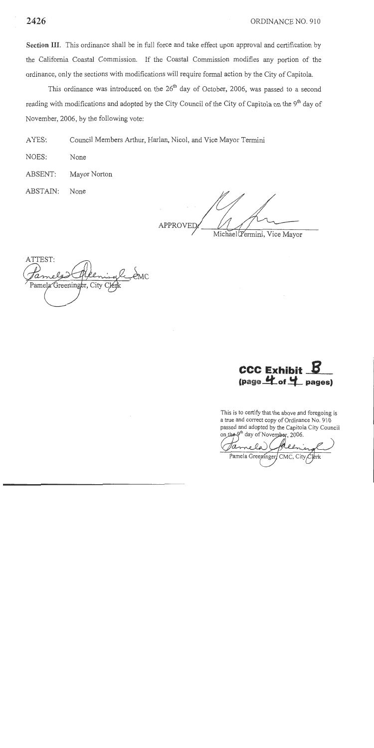**Section III.** This ordinance shall be in full force and take effect upon approval and certification by the California Coastal Commission. If the Coastal Commission modifies any portion of the ordinance, only the sections with modifications will require formal action by the City of Capitola.

This ordinance was introduced on the 26th day of October, 2006, was passed to a second reading with modifications and adopted by the City Council of the City of Capitola on the 9th day of November, 2006, by the following vote:

AYES: Council Members Arthur, Harlan, Nicol, and Vice Mayor Termini

NOES: None

ABSENT: Mayor Norton

ABSTAIN: None

APPROVED: 
Michael Termini, Vice Mayor

ATTEST: 
Pamela Greeninger, CMC
Pamela Greeninger, City Clerk

**CCC Exhibit B**
**(page 4 of 4 pages)**

This is to certify that the above and foregoing is a true and correct copy of Ordinance No. 910 passed and adopted by the Capitola City Council on the 9th day of November, 2006.

Pamela Greeninger, CMC, City Clerk